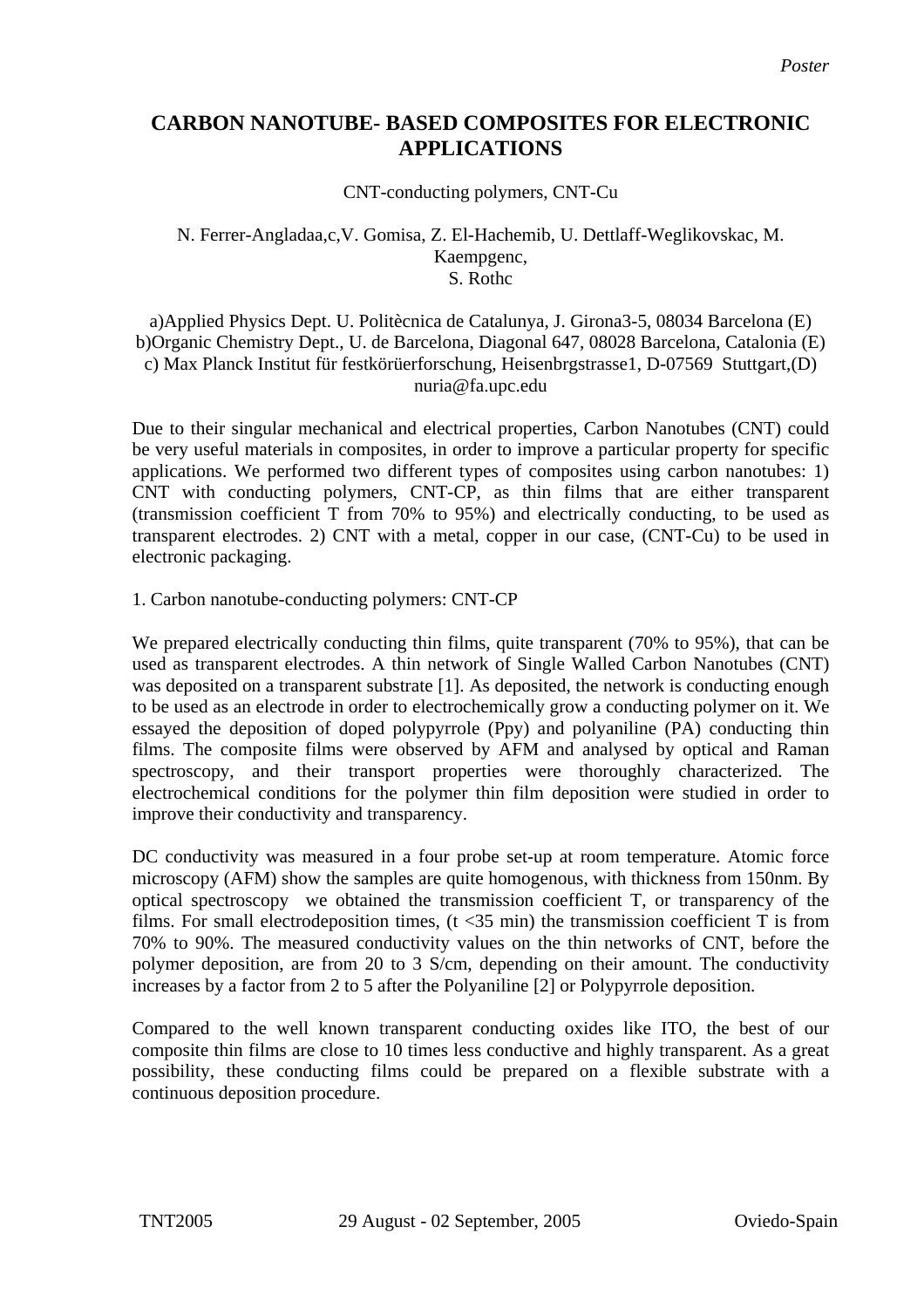*Poster*

# CARBON NANOTUBE- BASED COMPOSITES FOR ELECTRONIC APPLICATIONS

CNT-conducting polymers, CNT-Cu

N. Ferrer-Angladaa,c,V. Gomisa, Z. El-Hachemib, U. Dettlaff-Weglikovskac, M. Kaempgenc,
S. Rothc

a)Applied Physics Dept. U. Politècnica de Catalunya, J. Girona3-5, 08034 Barcelona (E)
b)Organic Chemistry Dept., U. de Barcelona, Diagonal 647, 08028 Barcelona, Catalonia (E)
c) Max Planck Institut für festkörüerforschung, Heisenbrgstrasse1, D-07569 Stuttgart,(D)
nuria@fa.upc.edu

Due to their singular mechanical and electrical properties, Carbon Nanotubes (CNT) could be very useful materials in composites, in order to improve a particular property for specific applications. We performed two different types of composites using carbon nanotubes: 1) CNT with conducting polymers, CNT-CP, as thin films that are either transparent (transmission coefficient T from 70% to 95%) and electrically conducting, to be used as transparent electrodes. 2) CNT with a metal, copper in our case, (CNT-Cu) to be used in electronic packaging.

1. Carbon nanotube-conducting polymers: CNT-CP

We prepared electrically conducting thin films, quite transparent (70% to 95%), that can be used as transparent electrodes. A thin network of Single Walled Carbon Nanotubes (CNT) was deposited on a transparent substrate [1]. As deposited, the network is conducting enough to be used as an electrode in order to electrochemically grow a conducting polymer on it. We essayed the deposition of doped polypyrrole (Ppy) and polyaniline (PA) conducting thin films. The composite films were observed by AFM and analysed by optical and Raman spectroscopy, and their transport properties were thoroughly characterized. The electrochemical conditions for the polymer thin film deposition were studied in order to improve their conductivity and transparency.

DC conductivity was measured in a four probe set-up at room temperature. Atomic force microscopy (AFM) show the samples are quite homogenous, with thickness from 150nm. By optical spectroscopy we obtained the transmission coefficient T, or transparency of the films. For small electrodeposition times, ($t < 35$ min) the transmission coefficient T is from 70% to 90%. The measured conductivity values on the thin networks of CNT, before the polymer deposition, are from 20 to 3 S/cm, depending on their amount. The conductivity increases by a factor from 2 to 5 after the Polyaniline [2] or Polypyrrole deposition.

Compared to the well known transparent conducting oxides like ITO, the best of our composite thin films are close to 10 times less conductive and highly transparent. As a great possibility, these conducting films could be prepared on a flexible substrate with a continuous deposition procedure.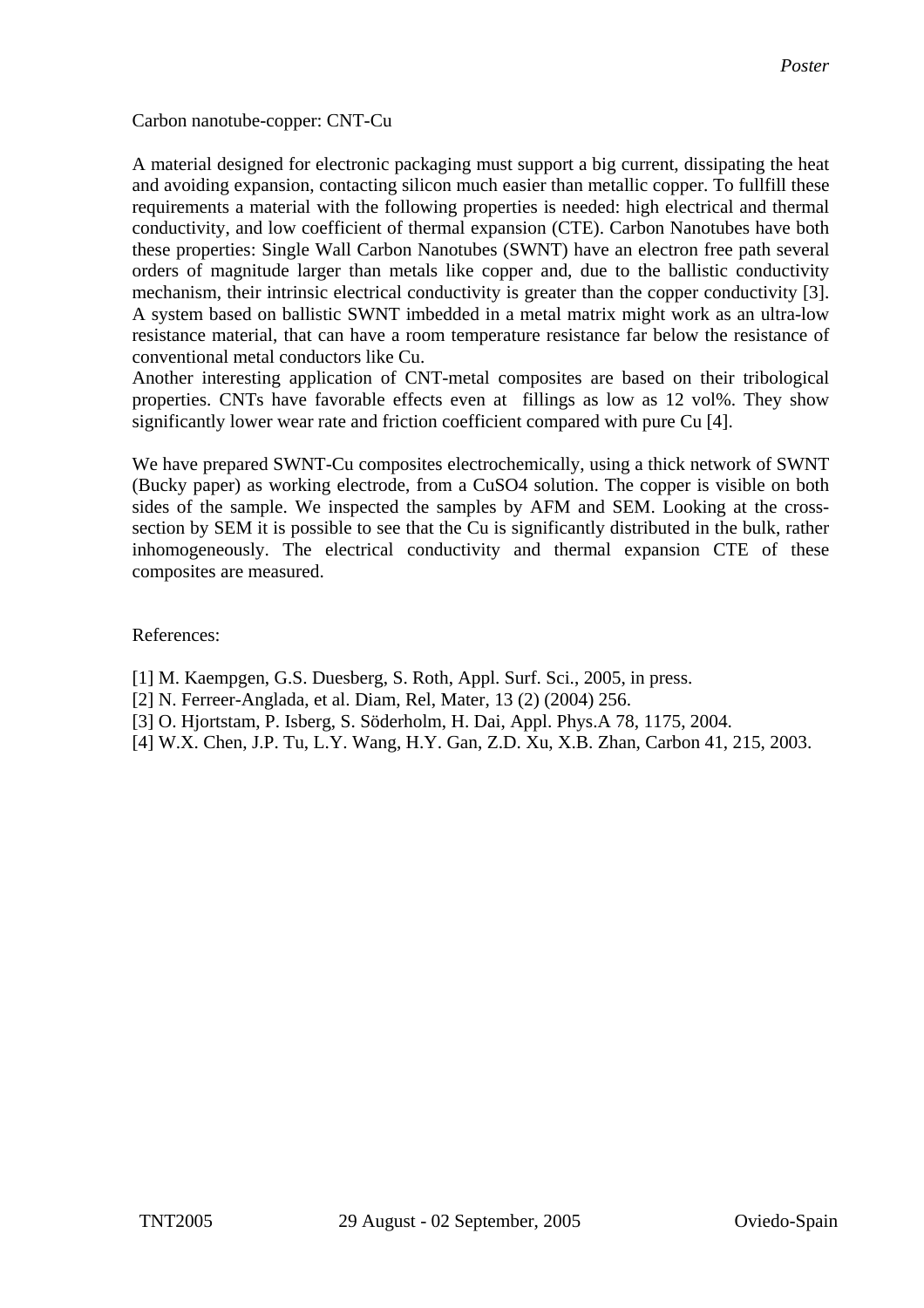Carbon nanotube-copper: CNT-Cu

A material designed for electronic packaging must support a big current, dissipating the heat and avoiding expansion, contacting silicon much easier than metallic copper. To fullfill these requirements a material with the following properties is needed: high electrical and thermal conductivity, and low coefficient of thermal expansion (CTE). Carbon Nanotubes have both these properties: Single Wall Carbon Nanotubes (SWNT) have an electron free path several orders of magnitude larger than metals like copper and, due to the ballistic conductivity mechanism, their intrinsic electrical conductivity is greater than the copper conductivity [3]. A system based on ballistic SWNT imbedded in a metal matrix might work as an ultra-low resistance material, that can have a room temperature resistance far below the resistance of conventional metal conductors like Cu.
Another interesting application of CNT-metal composites are based on their tribological properties. CNTs have favorable effects even at fillings as low as 12 vol%. They show significantly lower wear rate and friction coefficient compared with pure Cu [4].

We have prepared SWNT-Cu composites electrochemically, using a thick network of SWNT (Bucky paper) as working electrode, from a $CuSO_4$ solution. The copper is visible on both sides of the sample. We inspected the samples by AFM and SEM. Looking at the cross-section by SEM it is possible to see that the Cu is significantly distributed in the bulk, rather inhomogeneously. The electrical conductivity and thermal expansion CTE of these composites are measured.

References:

[1] M. Kaempgen, G.S. Duesberg, S. Roth, Appl. Surf. Sci., 2005, in press.
[2] N. Ferreer-Anglada, et al. Diam, Rel, Mater, 13 (2) (2004) 256.
[3] O. Hjortstam, P. Isberg, S. Söderholm, H. Dai, Appl. Phys.A 78, 1175, 2004.
[4] W.X. Chen, J.P. Tu, L.Y. Wang, H.Y. Gan, Z.D. Xu, X.B. Zhan, Carbon 41, 215, 2003.